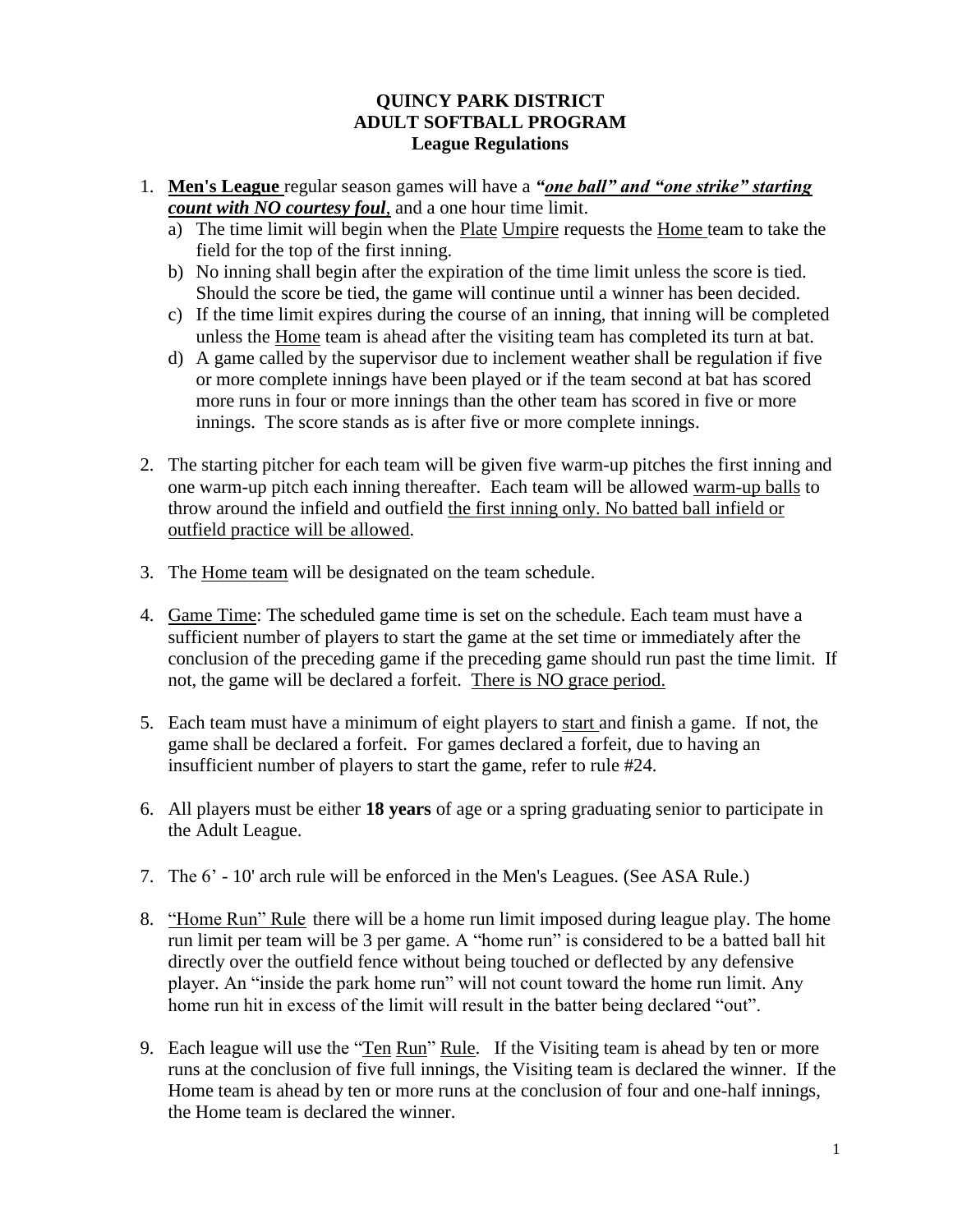**QUINCY PARK DISTRICT**
**ADULT SOFTBALL PROGRAM**
**League Regulations**

1. **Men's League** regular season games will have a ***"one ball" and "one strike" starting count with NO courtesy foul***, and a one hour time limit.
   a) The time limit will begin when the Plate Umpire requests the Home team to take the field for the top of the first inning.
   b) No inning shall begin after the expiration of the time limit unless the score is tied. Should the score be tied, the game will continue until a winner has been decided.
   c) If the time limit expires during the course of an inning, that inning will be completed unless the Home team is ahead after the visiting team has completed its turn at bat.
   d) A game called by the supervisor due to inclement weather shall be regulation if five or more complete innings have been played or if the team second at bat has scored more runs in four or more innings than the other team has scored in five or more innings. The score stands as is after five or more complete innings.

2. The starting pitcher for each team will be given five warm-up pitches the first inning and one warm-up pitch each inning thereafter. Each team will be allowed warm-up balls to throw around the infield and outfield the first inning only. No batted ball infield or outfield practice will be allowed.

3. The Home team will be designated on the team schedule.

4. Game Time: The scheduled game time is set on the schedule. Each team must have a sufficient number of players to start the game at the set time or immediately after the conclusion of the preceding game if the preceding game should run past the time limit. If not, the game will be declared a forfeit. There is NO grace period.

5. Each team must have a minimum of eight players to start and finish a game. If not, the game shall be declared a forfeit. For games declared a forfeit, due to having an insufficient number of players to start the game, refer to rule #24.

6. All players must be either **18 years** of age or a spring graduating senior to participate in the Adult League.

7. The 6' - 10' arch rule will be enforced in the Men's Leagues. (See ASA Rule.)

8. "Home Run" Rule there will be a home run limit imposed during league play. The home run limit per team will be 3 per game. A "home run" is considered to be a batted ball hit directly over the outfield fence without being touched or deflected by any defensive player. An "inside the park home run" will not count toward the home run limit. Any home run hit in excess of the limit will result in the batter being declared "out".

9. Each league will use the "Ten Run" Rule. If the Visiting team is ahead by ten or more runs at the conclusion of five full innings, the Visiting team is declared the winner. If the Home team is ahead by ten or more runs at the conclusion of four and one-half innings, the Home team is declared the winner.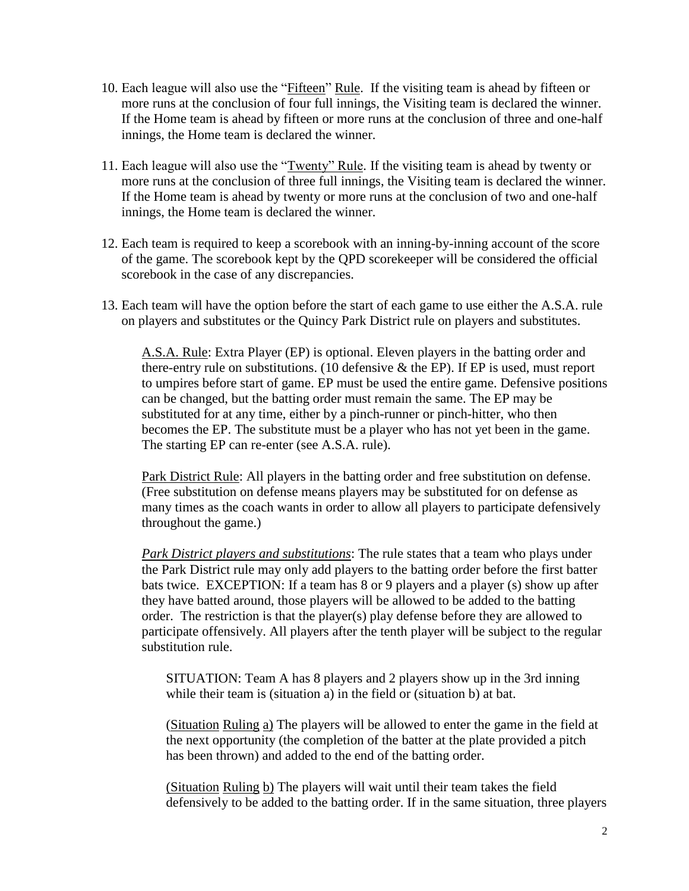10. Each league will also use the "Fifteen" Rule. If the visiting team is ahead by fifteen or more runs at the conclusion of four full innings, the Visiting team is declared the winner. If the Home team is ahead by fifteen or more runs at the conclusion of three and one-half innings, the Home team is declared the winner.

11. Each league will also use the "Twenty" Rule. If the visiting team is ahead by twenty or more runs at the conclusion of three full innings, the Visiting team is declared the winner. If the Home team is ahead by twenty or more runs at the conclusion of two and one-half innings, the Home team is declared the winner.

12. Each team is required to keep a scorebook with an inning-by-inning account of the score of the game. The scorebook kept by the QPD scorekeeper will be considered the official scorebook in the case of any discrepancies.

13. Each team will have the option before the start of each game to use either the A.S.A. rule on players and substitutes or the Quincy Park District rule on players and substitutes.

    A.S.A. Rule: Extra Player (EP) is optional. Eleven players in the batting order and there-entry rule on substitutions. (10 defensive & the EP). If EP is used, must report to umpires before start of game. EP must be used the entire game. Defensive positions can be changed, but the batting order must remain the same. The EP may be substituted for at any time, either by a pinch-runner or pinch-hitter, who then becomes the EP. The substitute must be a player who has not yet been in the game. The starting EP can re-enter (see A.S.A. rule).

    Park District Rule: All players in the batting order and free substitution on defense. (Free substitution on defense means players may be substituted for on defense as many times as the coach wants in order to allow all players to participate defensively throughout the game.)

    *Park District players and substitutions*: The rule states that a team who plays under the Park District rule may only add players to the batting order before the first batter bats twice. EXCEPTION: If a team has 8 or 9 players and a player (s) show up after they have batted around, those players will be allowed to be added to the batting order. The restriction is that the player(s) play defense before they are allowed to participate offensively. All players after the tenth player will be subject to the regular substitution rule.

    SITUATION: Team A has 8 players and 2 players show up in the 3rd inning while their team is (situation a) in the field or (situation b) at bat.

    (Situation Ruling a) The players will be allowed to enter the game in the field at the next opportunity (the completion of the batter at the plate provided a pitch has been thrown) and added to the end of the batting order.

    (Situation Ruling b) The players will wait until their team takes the field defensively to be added to the batting order. If in the same situation, three players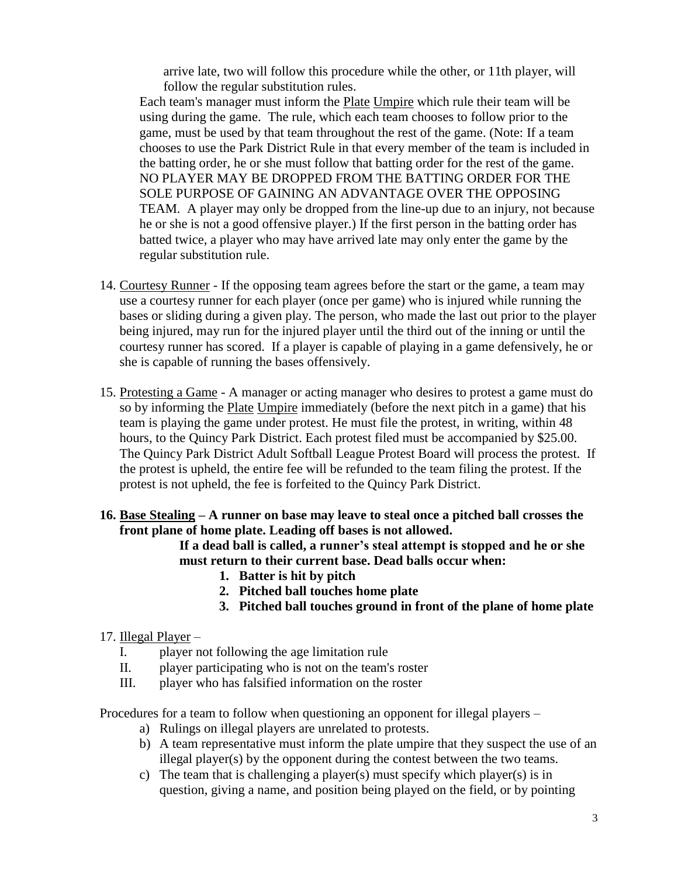arrive late, two will follow this procedure while the other, or 11th player, will follow the regular substitution rules.

Each team's manager must inform the Plate Umpire which rule their team will be using during the game. The rule, which each team chooses to follow prior to the game, must be used by that team throughout the rest of the game. (Note: If a team chooses to use the Park District Rule in that every member of the team is included in the batting order, he or she must follow that batting order for the rest of the game. NO PLAYER MAY BE DROPPED FROM THE BATTING ORDER FOR THE SOLE PURPOSE OF GAINING AN ADVANTAGE OVER THE OPPOSING TEAM. A player may only be dropped from the line-up due to an injury, not because he or she is not a good offensive player.) If the first person in the batting order has batted twice, a player who may have arrived late may only enter the game by the regular substitution rule.

14. Courtesy Runner - If the opposing team agrees before the start or the game, a team may use a courtesy runner for each player (once per game) who is injured while running the bases or sliding during a given play. The person, who made the last out prior to the player being injured, may run for the injured player until the third out of the inning or until the courtesy runner has scored. If a player is capable of playing in a game defensively, he or she is capable of running the bases offensively.

15. Protesting a Game - A manager or acting manager who desires to protest a game must do so by informing the Plate Umpire immediately (before the next pitch in a game) that his team is playing the game under protest. He must file the protest, in writing, within 48 hours, to the Quincy Park District. Each protest filed must be accompanied by $25.00. The Quincy Park District Adult Softball League Protest Board will process the protest. If the protest is upheld, the entire fee will be refunded to the team filing the protest. If the protest is not upheld, the fee is forfeited to the Quincy Park District.

**16. Base Stealing – A runner on base may leave to steal once a pitched ball crosses the front plane of home plate. Leading off bases is not allowed.**

**If a dead ball is called, a runner's steal attempt is stopped and he or she must return to their current base. Dead balls occur when:**

1. **Batter is hit by pitch**
2. **Pitched ball touches home plate**
3. **Pitched ball touches ground in front of the plane of home plate**

17. Illegal Player –

I. player not following the age limitation rule
II. player participating who is not on the team's roster
III. player who has falsified information on the roster

Procedures for a team to follow when questioning an opponent for illegal players –

a) Rulings on illegal players are unrelated to protests.
b) A team representative must inform the plate umpire that they suspect the use of an illegal player(s) by the opponent during the contest between the two teams.
c) The team that is challenging a player(s) must specify which player(s) is in question, giving a name, and position being played on the field, or by pointing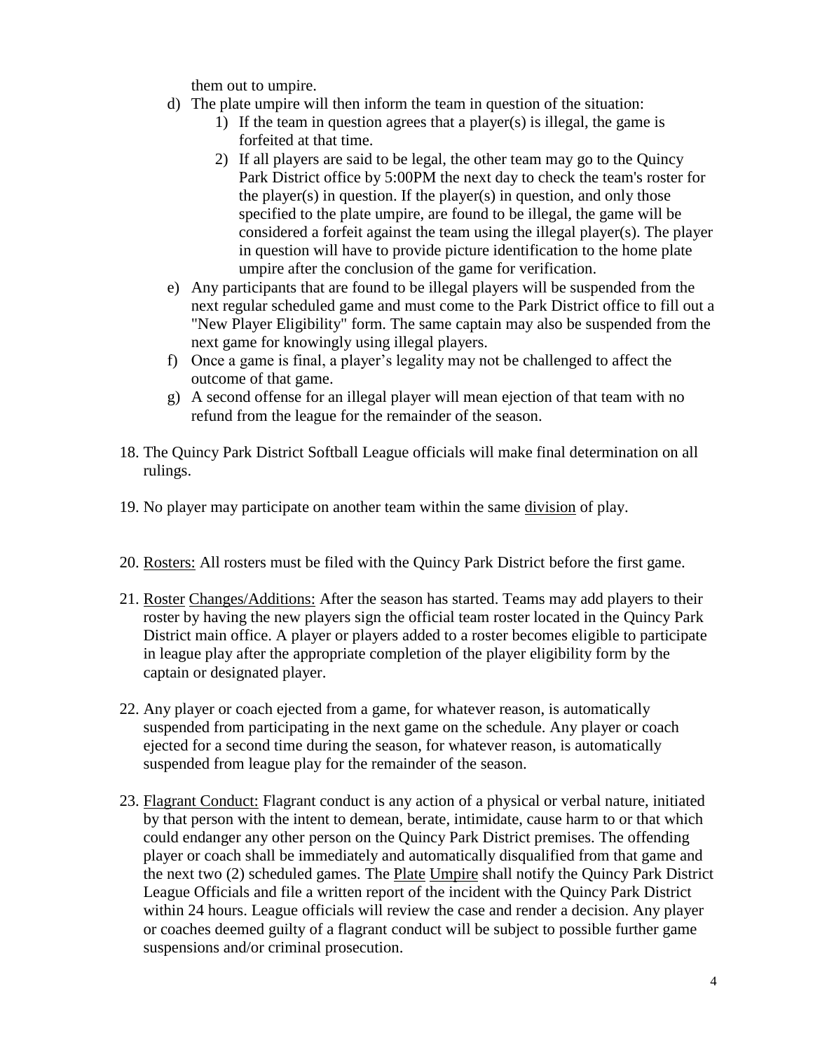them out to umpire.

d) The plate umpire will then inform the team in question of the situation:
   1) If the team in question agrees that a player(s) is illegal, the game is forfeited at that time.
   2) If all players are said to be legal, the other team may go to the Quincy Park District office by 5:00PM the next day to check the team's roster for the player(s) in question. If the player(s) in question, and only those specified to the plate umpire, are found to be illegal, the game will be considered a forfeit against the team using the illegal player(s). The player in question will have to provide picture identification to the home plate umpire after the conclusion of the game for verification.
e) Any participants that are found to be illegal players will be suspended from the next regular scheduled game and must come to the Park District office to fill out a "New Player Eligibility" form. The same captain may also be suspended from the next game for knowingly using illegal players.
f) Once a game is final, a player's legality may not be challenged to affect the outcome of that game.
g) A second offense for an illegal player will mean ejection of that team with no refund from the league for the remainder of the season.

18. The Quincy Park District Softball League officials will make final determination on all rulings.

19. No player may participate on another team within the same <u>division</u> of play.

20. <u>Rosters:</u> All rosters must be filed with the Quincy Park District before the first game.

21. <u>Roster Changes/Additions:</u> After the season has started. Teams may add players to their roster by having the new players sign the official team roster located in the Quincy Park District main office. A player or players added to a roster becomes eligible to participate in league play after the appropriate completion of the player eligibility form by the captain or designated player.

22. Any player or coach ejected from a game, for whatever reason, is automatically suspended from participating in the next game on the schedule. Any player or coach ejected for a second time during the season, for whatever reason, is automatically suspended from league play for the remainder of the season.

23. <u>Flagrant Conduct:</u> Flagrant conduct is any action of a physical or verbal nature, initiated by that person with the intent to demean, berate, intimidate, cause harm to or that which could endanger any other person on the Quincy Park District premises. The offending player or coach shall be immediately and automatically disqualified from that game and the next two (2) scheduled games. The <u>Plate Umpire</u> shall notify the Quincy Park District League Officials and file a written report of the incident with the Quincy Park District within 24 hours. League officials will review the case and render a decision. Any player or coaches deemed guilty of a flagrant conduct will be subject to possible further game suspensions and/or criminal prosecution.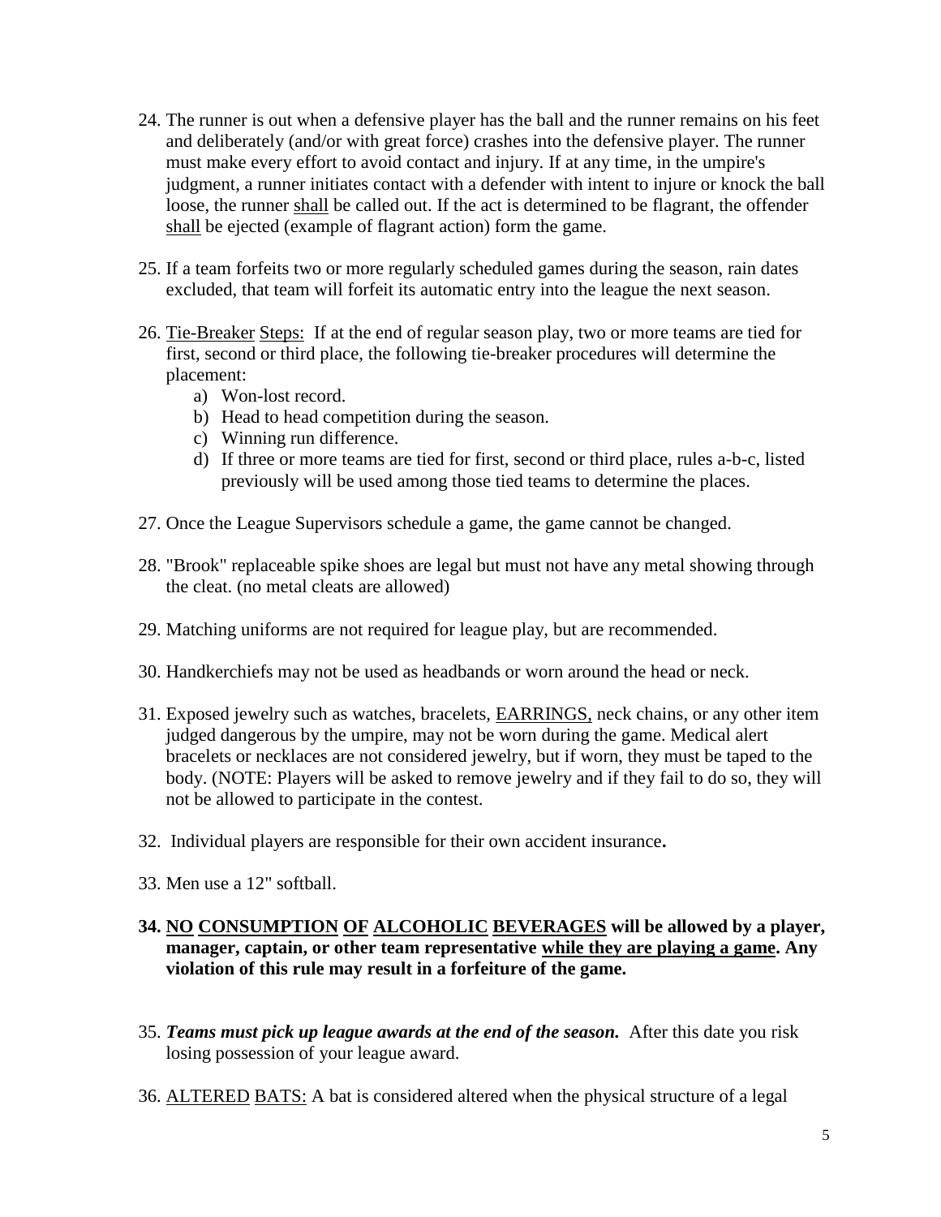24. The runner is out when a defensive player has the ball and the runner remains on his feet and deliberately (and/or with great force) crashes into the defensive player. The runner must make every effort to avoid contact and injury. If at any time, in the umpire's judgment, a runner initiates contact with a defender with intent to injure or knock the ball loose, the runner <u>shall</u> be called out. If the act is determined to be flagrant, the offender <u>shall</u> be ejected (example of flagrant action) form the game.

25. If a team forfeits two or more regularly scheduled games during the season, rain dates excluded, that team will forfeit its automatic entry into the league the next season.

26. <u>Tie-Breaker</u> <u>Steps:</u> If at the end of regular season play, two or more teams are tied for first, second or third place, the following tie-breaker procedures will determine the placement:
    a) Won-lost record.
    b) Head to head competition during the season.
    c) Winning run difference.
    d) If three or more teams are tied for first, second or third place, rules a-b-c, listed previously will be used among those tied teams to determine the places.

27. Once the League Supervisors schedule a game, the game cannot be changed.

28. "Brook" replaceable spike shoes are legal but must not have any metal showing through the cleat. (no metal cleats are allowed)

29. Matching uniforms are not required for league play, but are recommended.

30. Handkerchiefs may not be used as headbands or worn around the head or neck.

31. Exposed jewelry such as watches, bracelets, <u>EARRINGS,</u> neck chains, or any other item judged dangerous by the umpire, may not be worn during the game. Medical alert bracelets or necklaces are not considered jewelry, but if worn, they must be taped to the body. (NOTE: Players will be asked to remove jewelry and if they fail to do so, they will not be allowed to participate in the contest.

32. Individual players are responsible for their own accident insurance**.**

33. Men use a 12" softball.

34. **<u>NO</u> <u>CONSUMPTION</u> <u>OF</u> <u>ALCOHOLIC</u> <u>BEVERAGES</u> will be allowed by a player, manager, captain, or other team representative <u>while they are playing a game</u>. Any violation of this rule may result in a forfeiture of the game.**

35. ***Teams must pick up league awards at the end of the season.*** After this date you risk losing possession of your league award.

36. <u>ALTERED</u> <u>BATS:</u> A bat is considered altered when the physical structure of a legal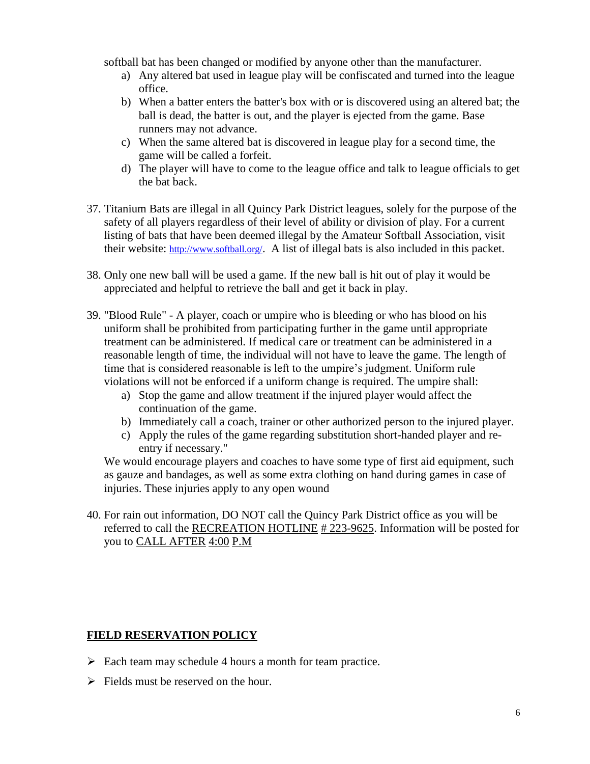softball bat has been changed or modified by anyone other than the manufacturer.

a) Any altered bat used in league play will be confiscated and turned into the league office.
b) When a batter enters the batter's box with or is discovered using an altered bat; the ball is dead, the batter is out, and the player is ejected from the game. Base runners may not advance.
c) When the same altered bat is discovered in league play for a second time, the game will be called a forfeit.
d) The player will have to come to the league office and talk to league officials to get the bat back.

37. Titanium Bats are illegal in all Quincy Park District leagues, solely for the purpose of the safety of all players regardless of their level of ability or division of play. For a current listing of bats that have been deemed illegal by the Amateur Softball Association, visit their website: http://www.softball.org/. A list of illegal bats is also included in this packet.

38. Only one new ball will be used a game. If the new ball is hit out of play it would be appreciated and helpful to retrieve the ball and get it back in play.

39. "Blood Rule" - A player, coach or umpire who is bleeding or who has blood on his uniform shall be prohibited from participating further in the game until appropriate treatment can be administered. If medical care or treatment can be administered in a reasonable length of time, the individual will not have to leave the game. The length of time that is considered reasonable is left to the umpire's judgment. Uniform rule violations will not be enforced if a uniform change is required. The umpire shall:
    a) Stop the game and allow treatment if the injured player would affect the continuation of the game.
    b) Immediately call a coach, trainer or other authorized person to the injured player.
    c) Apply the rules of the game regarding substitution short-handed player and re-entry if necessary."

    We would encourage players and coaches to have some type of first aid equipment, such as gauze and bandages, as well as some extra clothing on hand during games in case of injuries. These injuries apply to any open wound

40. For rain out information, DO NOT call the Quincy Park District office as you will be referred to call the <u>RECREATION HOTLINE</u> <u># 223-9625</u>. Information will be posted for you to <u>CALL AFTER</u> <u>4:00</u> <u>P.M</u>

## <u>FIELD RESERVATION POLICY</u>

- Each team may schedule 4 hours a month for team practice.
- Fields must be reserved on the hour.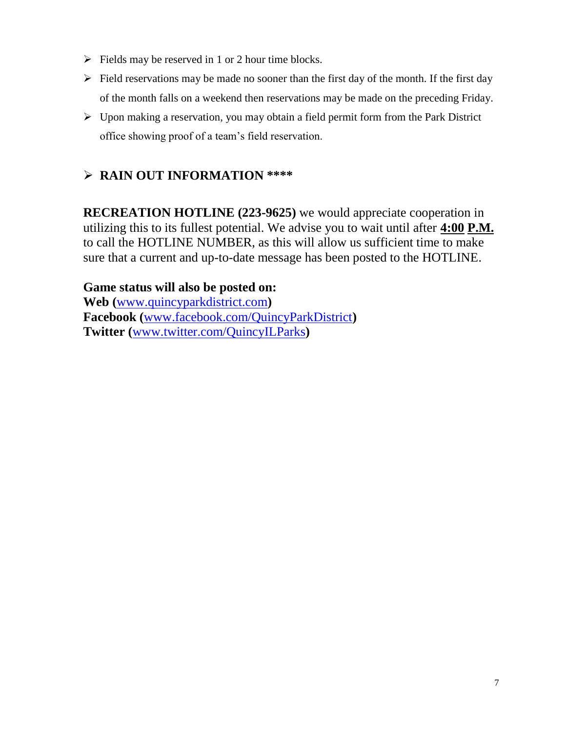- Fields may be reserved in 1 or 2 hour time blocks.
- Field reservations may be made no sooner than the first day of the month. If the first day of the month falls on a weekend then reservations may be made on the preceding Friday.
- Upon making a reservation, you may obtain a field permit form from the Park District office showing proof of a team's field reservation.

- **RAIN OUT INFORMATION ****

**RECREATION HOTLINE (223-9625)** we would appreciate cooperation in utilizing this to its fullest potential. We advise you to wait until after **4:00 P.M.** to call the HOTLINE NUMBER, as this will allow us sufficient time to make sure that a current and up-to-date message has been posted to the HOTLINE.

**Game status will also be posted on:**
**Web (**[www.quincyparkdistrict.com](http://www.quincyparkdistrict.com)**)**
**Facebook (**[www.facebook.com/QuincyParkDistrict](http://www.facebook.com/QuincyParkDistrict)**)**
**Twitter (**[www.twitter.com/QuincyILParks](http://www.twitter.com/QuincyILParks)**)**